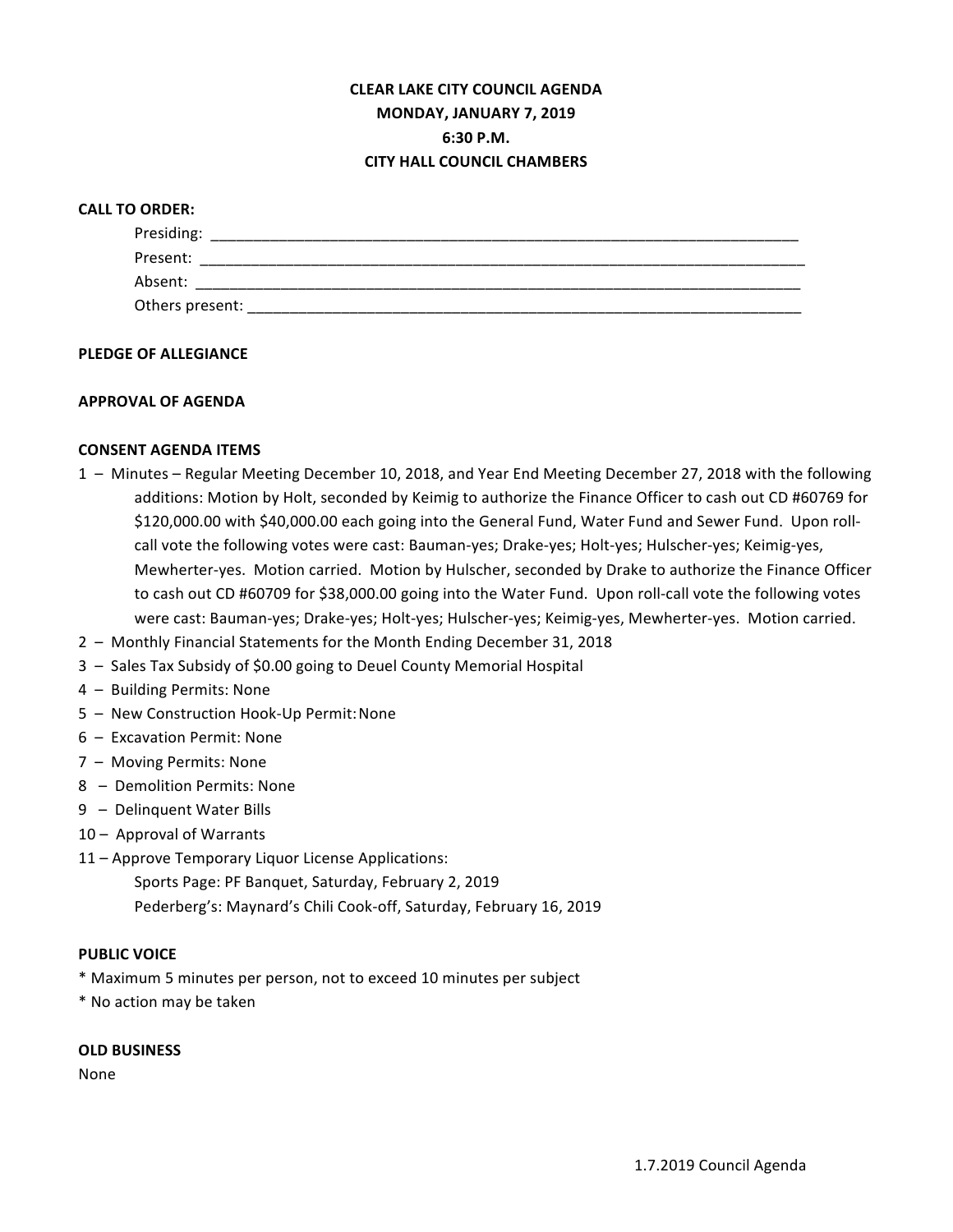# CLEAR LAKE CITY COUNCIL AGENDA
## MONDAY, JANUARY 7, 2019
## 6:30 P.M.
## CITY HALL COUNCIL CHAMBERS

**CALL TO ORDER:**

Presiding: ___________________________________________________________________________

Present: ____________________________________________________________________________

Absent: _____________________________________________________________________________

Others present: _______________________________________________________________________

**PLEDGE OF ALLEGIANCE**

**APPROVAL OF AGENDA**

**CONSENT AGENDA ITEMS**

1 – Minutes – Regular Meeting December 10, 2018, and Year End Meeting December 27, 2018 with the following additions: Motion by Holt, seconded by Keimig to authorize the Finance Officer to cash out CD #60769 for $120,000.00 with $40,000.00 each going into the General Fund, Water Fund and Sewer Fund. Upon roll-call vote the following votes were cast: Bauman-yes; Drake-yes; Holt-yes; Hulscher-yes; Keimig-yes, Mewherter-yes. Motion carried. Motion by Hulscher, seconded by Drake to authorize the Finance Officer to cash out CD #60709 for $38,000.00 going into the Water Fund. Upon roll-call vote the following votes were cast: Bauman-yes; Drake-yes; Holt-yes; Hulscher-yes; Keimig-yes, Mewherter-yes. Motion carried.

2 – Monthly Financial Statements for the Month Ending December 31, 2018

3 – Sales Tax Subsidy of $0.00 going to Deuel County Memorial Hospital

4 – Building Permits: None

5 – New Construction Hook-Up Permit: None

6 – Excavation Permit: None

7 – Moving Permits: None

8 – Demolition Permits: None

9 – Delinquent Water Bills

10 – Approval of Warrants

11 – Approve Temporary Liquor License Applications:

Sports Page: PF Banquet, Saturday, February 2, 2019

Pederberg's: Maynard's Chili Cook-off, Saturday, February 16, 2019

**PUBLIC VOICE**

* Maximum 5 minutes per person, not to exceed 10 minutes per subject
* No action may be taken

**OLD BUSINESS**

None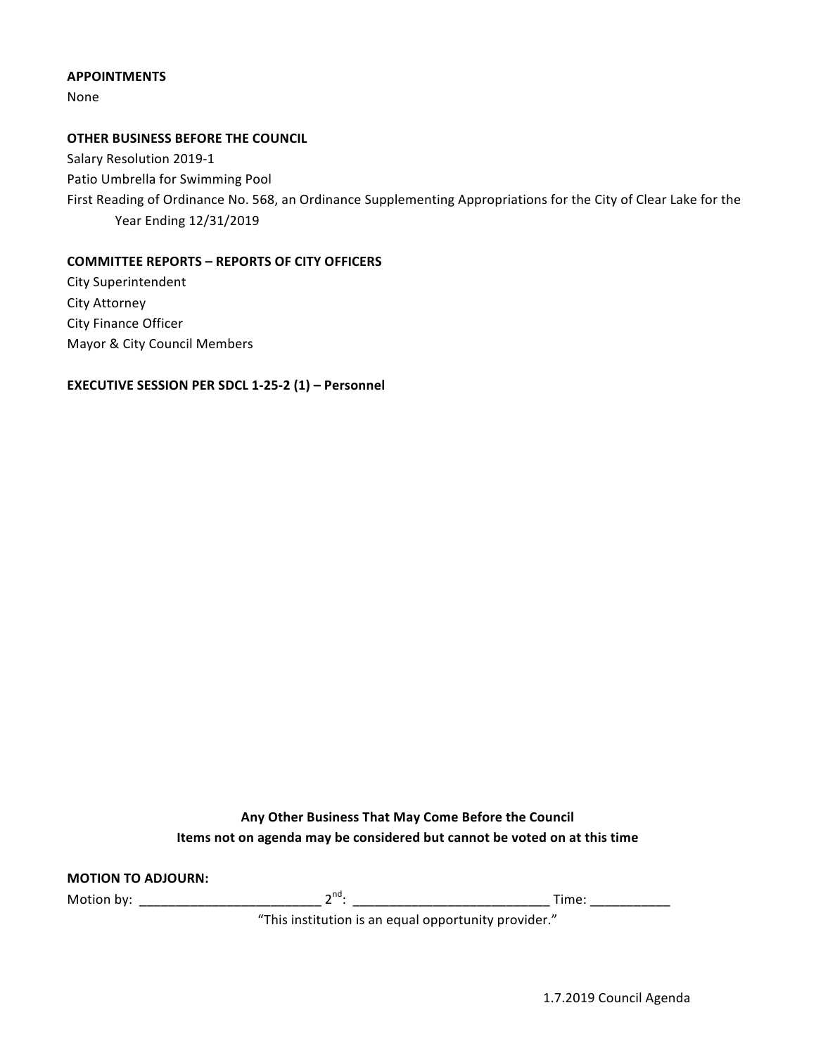**APPOINTMENTS**

None

**OTHER BUSINESS BEFORE THE COUNCIL**

Salary Resolution 2019-1

Patio Umbrella for Swimming Pool

First Reading of Ordinance No. 568, an Ordinance Supplementing Appropriations for the City of Clear Lake for the Year Ending 12/31/2019

**COMMITTEE REPORTS – REPORTS OF CITY OFFICERS**

City Superintendent

City Attorney

City Finance Officer

Mayor & City Council Members

**EXECUTIVE SESSION PER SDCL 1-25-2 (1) – Personnel**

**Any Other Business That May Come Before the Council**

**Items not on agenda may be considered but cannot be voted on at this time**

**MOTION TO ADJOURN:**

Motion by: _________________________ 2nd: ___________________________ Time: ___________

"This institution is an equal opportunity provider."

1.7.2019 Council Agenda